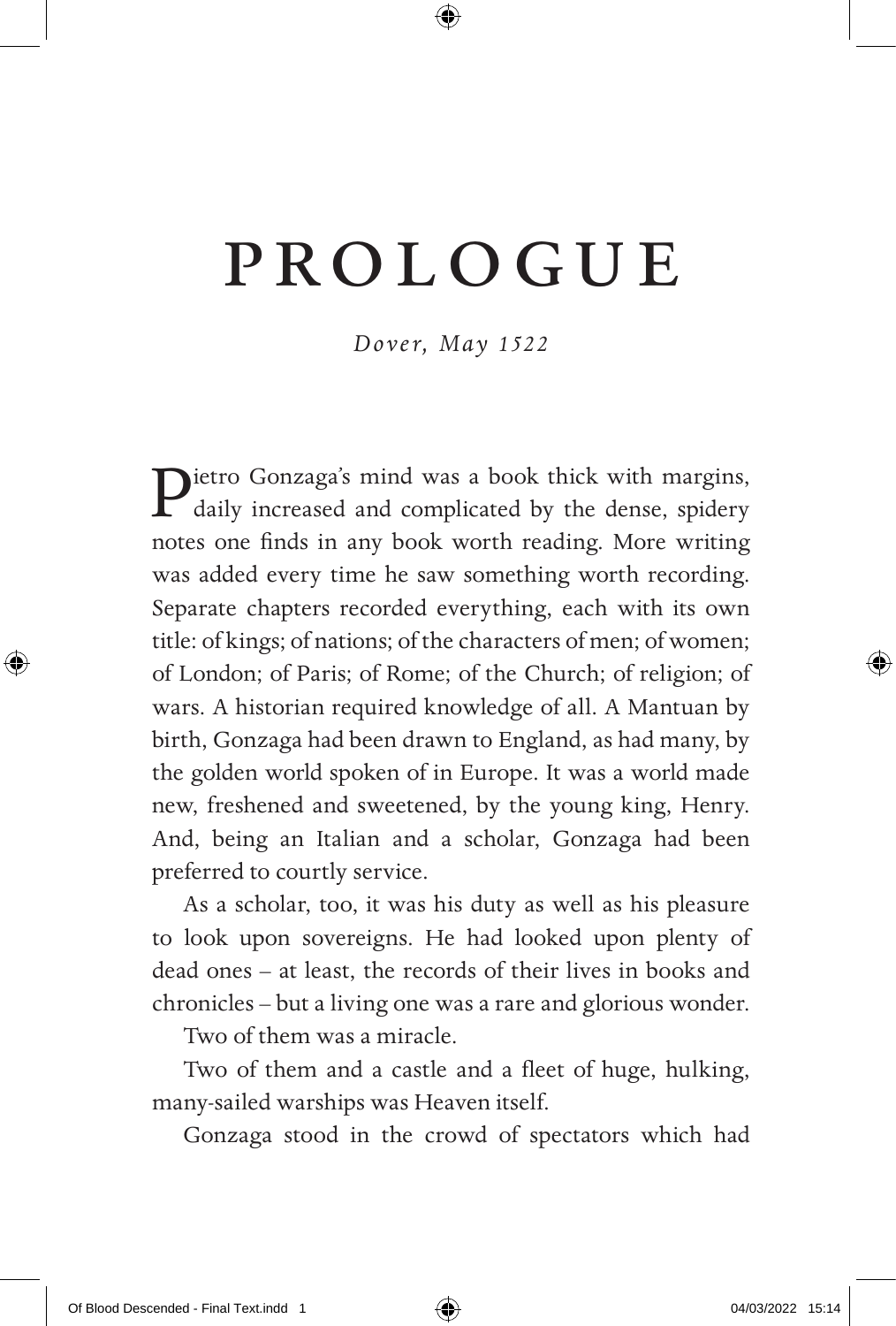# PROLOGUE

*Dover, May 1522*

Pietro Gonzaga's mind was a book thick with margins, daily increased and complicated by the dense, spidery notes one finds in any book worth reading. More writing was added every time he saw something worth recording. Separate chapters recorded everything, each with its own title: of kings; of nations; of the characters of men; of women; of London; of Paris; of Rome; of the Church; of religion; of wars. A historian required knowledge of all. A Mantuan by birth, Gonzaga had been drawn to England, as had many, by the golden world spoken of in Europe. It was a world made new, freshened and sweetened, by the young king, Henry. And, being an Italian and a scholar, Gonzaga had been preferred to courtly service.

As a scholar, too, it was his duty as well as his pleasure to look upon sovereigns. He had looked upon plenty of dead ones – at least, the records of their lives in books and chronicles – but a living one was a rare and glorious wonder.

Two of them was a miracle.

Two of them and a castle and a fleet of huge, hulking, many-sailed warships was Heaven itself.

Gonzaga stood in the crowd of spectators which had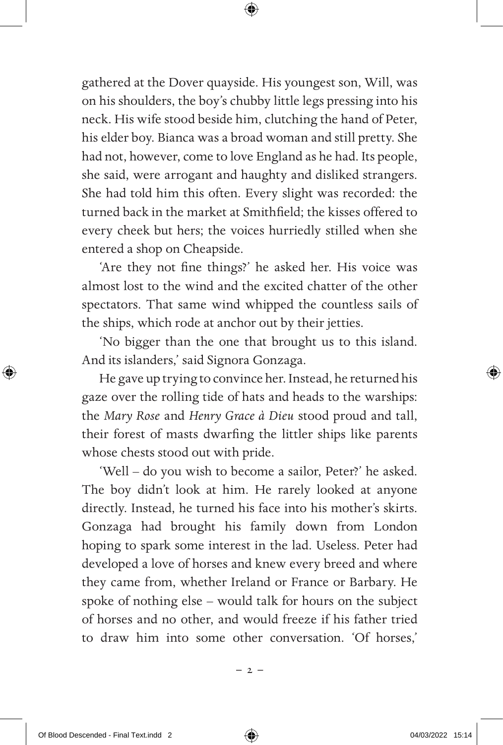gathered at the Dover quayside. His youngest son, Will, was on his shoulders, the boy's chubby little legs pressing into his neck. His wife stood beside him, clutching the hand of Peter, his elder boy. Bianca was a broad woman and still pretty. She had not, however, come to love England as he had. Its people, she said, were arrogant and haughty and disliked strangers. She had told him this often. Every slight was recorded: the turned back in the market at Smithfield; the kisses offered to every cheek but hers; the voices hurriedly stilled when she entered a shop on Cheapside.

'Are they not fine things?' he asked her. His voice was almost lost to the wind and the excited chatter of the other spectators. That same wind whipped the countless sails of the ships, which rode at anchor out by their jetties.

'No bigger than the one that brought us to this island. And its islanders,' said Signora Gonzaga.

He gave up trying to convince her. Instead, he returned his gaze over the rolling tide of hats and heads to the warships: the *Mary Rose* and *Henry Grace à Dieu* stood proud and tall, their forest of masts dwarfing the littler ships like parents whose chests stood out with pride.

'Well – do you wish to become a sailor, Peter?' he asked. The boy didn't look at him. He rarely looked at anyone directly. Instead, he turned his face into his mother's skirts. Gonzaga had brought his family down from London hoping to spark some interest in the lad. Useless. Peter had developed a love of horses and knew every breed and where they came from, whether Ireland or France or Barbary. He spoke of nothing else – would talk for hours on the subject of horses and no other, and would freeze if his father tried to draw him into some other conversation. 'Of horses,'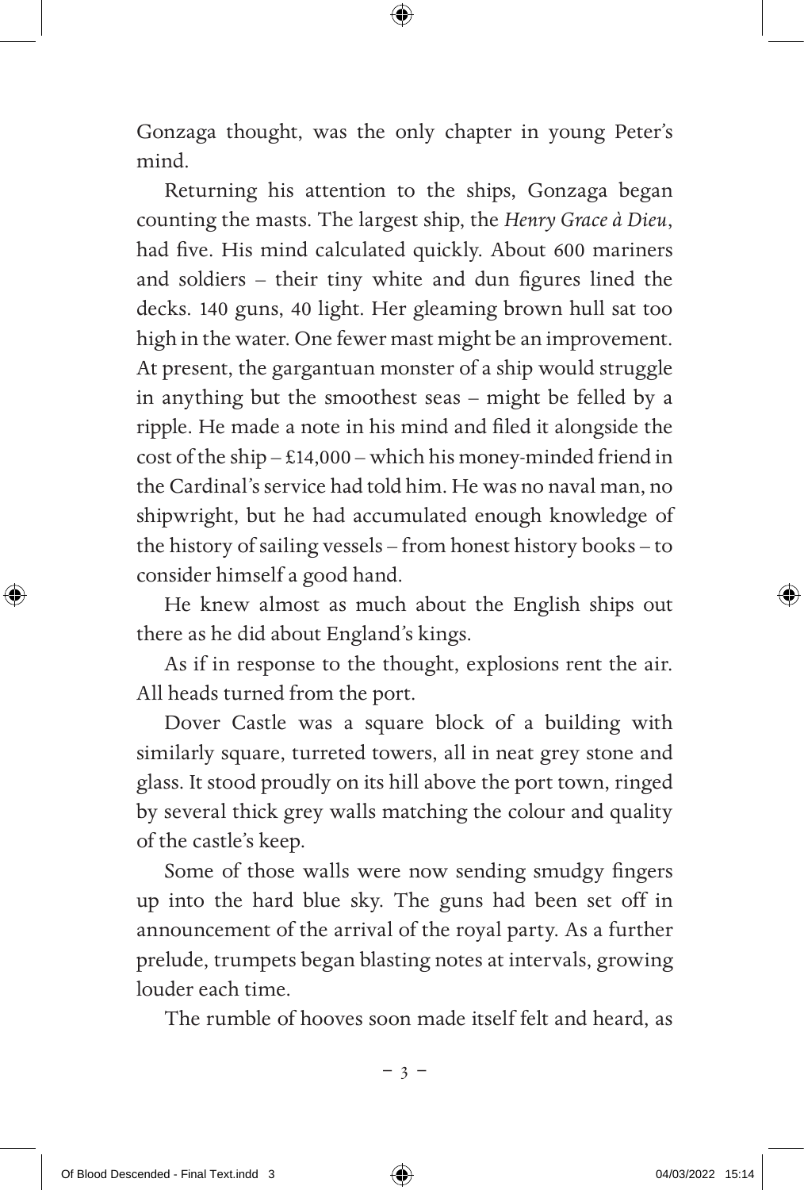Gonzaga thought, was the only chapter in young Peter's mind.

Returning his attention to the ships, Gonzaga began counting the masts. The largest ship, the *Henry Grace à Dieu*, had five. His mind calculated quickly. About 600 mariners and soldiers – their tiny white and dun figures lined the decks. 140 guns, 40 light. Her gleaming brown hull sat too high in the water. One fewer mast might be an improvement. At present, the gargantuan monster of a ship would struggle in anything but the smoothest seas – might be felled by a ripple. He made a note in his mind and filed it alongside the cost of the ship – £14,000 – which his money-minded friend in the Cardinal's service had told him. He was no naval man, no shipwright, but he had accumulated enough knowledge of the history of sailing vessels – from honest history books – to consider himself a good hand.

He knew almost as much about the English ships out there as he did about England's kings.

As if in response to the thought, explosions rent the air. All heads turned from the port.

Dover Castle was a square block of a building with similarly square, turreted towers, all in neat grey stone and glass. It stood proudly on its hill above the port town, ringed by several thick grey walls matching the colour and quality of the castle's keep.

Some of those walls were now sending smudgy fingers up into the hard blue sky. The guns had been set off in announcement of the arrival of the royal party. As a further prelude, trumpets began blasting notes at intervals, growing louder each time.

The rumble of hooves soon made itself felt and heard, as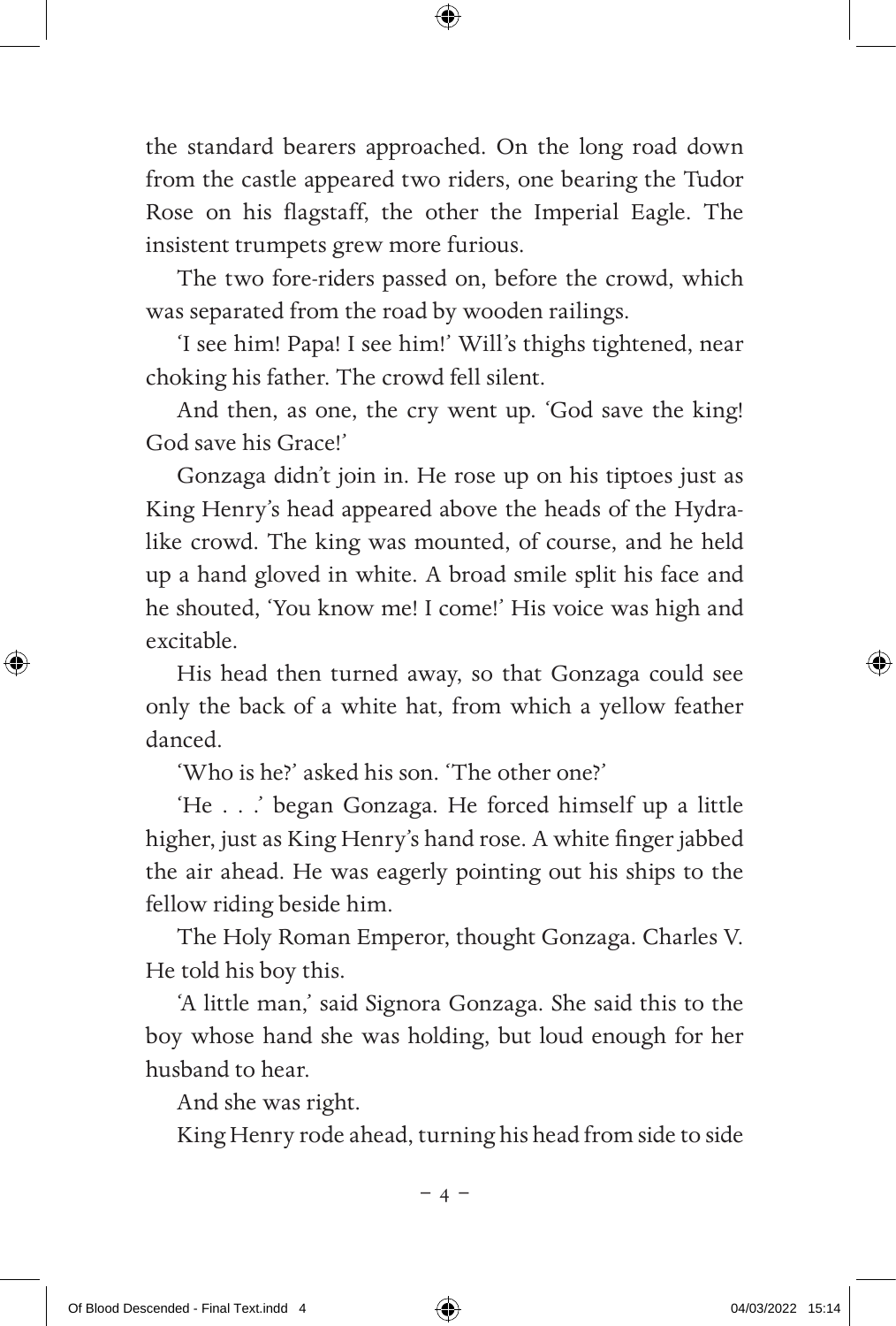the standard bearers approached. On the long road down from the castle appeared two riders, one bearing the Tudor Rose on his flagstaff, the other the Imperial Eagle. The insistent trumpets grew more furious.

The two fore-riders passed on, before the crowd, which was separated from the road by wooden railings.

'I see him! Papa! I see him!' Will's thighs tightened, near choking his father. The crowd fell silent.

And then, as one, the cry went up. 'God save the king! God save his Grace!'

Gonzaga didn't join in. He rose up on his tiptoes just as King Henry's head appeared above the heads of the Hydra-like crowd. The king was mounted, of course, and he held up a hand gloved in white. A broad smile split his face and he shouted, 'You know me! I come!' His voice was high and excitable.

His head then turned away, so that Gonzaga could see only the back of a white hat, from which a yellow feather danced.

'Who is he?' asked his son. 'The other one?'

'He . . .' began Gonzaga. He forced himself up a little higher, just as King Henry's hand rose. A white finger jabbed the air ahead. He was eagerly pointing out his ships to the fellow riding beside him.

The Holy Roman Emperor, thought Gonzaga. Charles V. He told his boy this.

'A little man,' said Signora Gonzaga. She said this to the boy whose hand she was holding, but loud enough for her husband to hear.

And she was right.

King Henry rode ahead, turning his head from side to side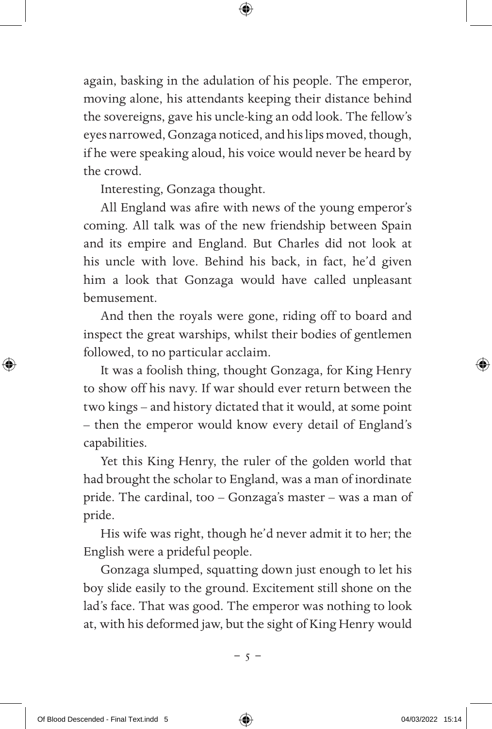again, basking in the adulation of his people. The emperor, moving alone, his attendants keeping their distance behind the sovereigns, gave his uncle-king an odd look. The fellow's eyes narrowed, Gonzaga noticed, and his lips moved, though, if he were speaking aloud, his voice would never be heard by the crowd.

Interesting, Gonzaga thought.

All England was afire with news of the young emperor's coming. All talk was of the new friendship between Spain and its empire and England. But Charles did not look at his uncle with love. Behind his back, in fact, he'd given him a look that Gonzaga would have called unpleasant bemusement.

And then the royals were gone, riding off to board and inspect the great warships, whilst their bodies of gentlemen followed, to no particular acclaim.

It was a foolish thing, thought Gonzaga, for King Henry to show off his navy. If war should ever return between the two kings – and history dictated that it would, at some point – then the emperor would know every detail of England's capabilities.

Yet this King Henry, the ruler of the golden world that had brought the scholar to England, was a man of inordinate pride. The cardinal, too – Gonzaga's master – was a man of pride.

His wife was right, though he'd never admit it to her; the English were a prideful people.

Gonzaga slumped, squatting down just enough to let his boy slide easily to the ground. Excitement still shone on the lad's face. That was good. The emperor was nothing to look at, with his deformed jaw, but the sight of King Henry would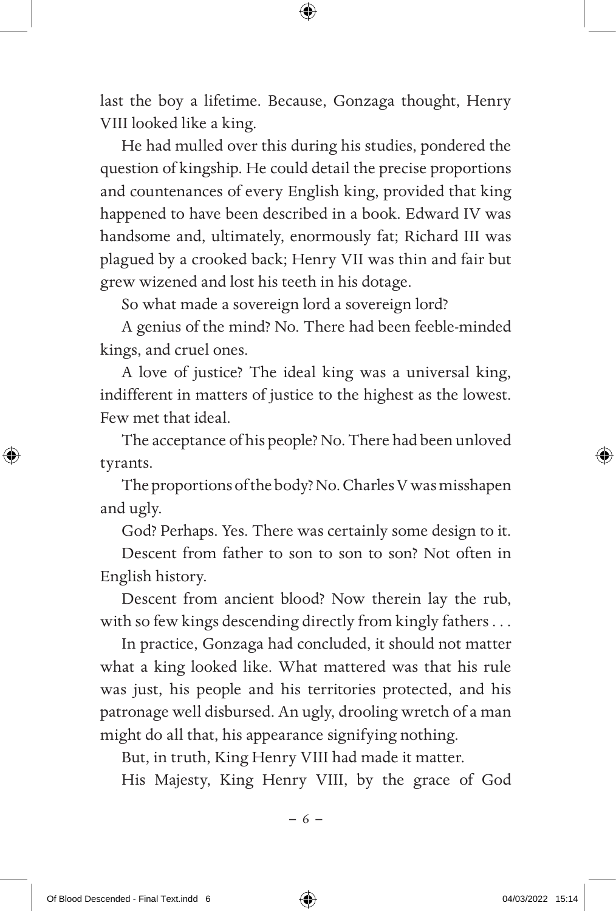last the boy a lifetime. Because, Gonzaga thought, Henry VIII looked like a king.

He had mulled over this during his studies, pondered the question of kingship. He could detail the precise proportions and countenances of every English king, provided that king happened to have been described in a book. Edward IV was handsome and, ultimately, enormously fat; Richard III was plagued by a crooked back; Henry VII was thin and fair but grew wizened and lost his teeth in his dotage.

So what made a sovereign lord a sovereign lord?

A genius of the mind? No. There had been feeble-minded kings, and cruel ones.

A love of justice? The ideal king was a universal king, indifferent in matters of justice to the highest as the lowest. Few met that ideal.

The acceptance of his people? No. There had been unloved tyrants.

The proportions of the body? No. Charles V was misshapen and ugly.

God? Perhaps. Yes. There was certainly some design to it.

Descent from father to son to son to son? Not often in English history.

Descent from ancient blood? Now therein lay the rub, with so few kings descending directly from kingly fathers . . .

In practice, Gonzaga had concluded, it should not matter what a king looked like. What mattered was that his rule was just, his people and his territories protected, and his patronage well disbursed. An ugly, drooling wretch of a man might do all that, his appearance signifying nothing.

But, in truth, King Henry VIII had made it matter.

His Majesty, King Henry VIII, by the grace of God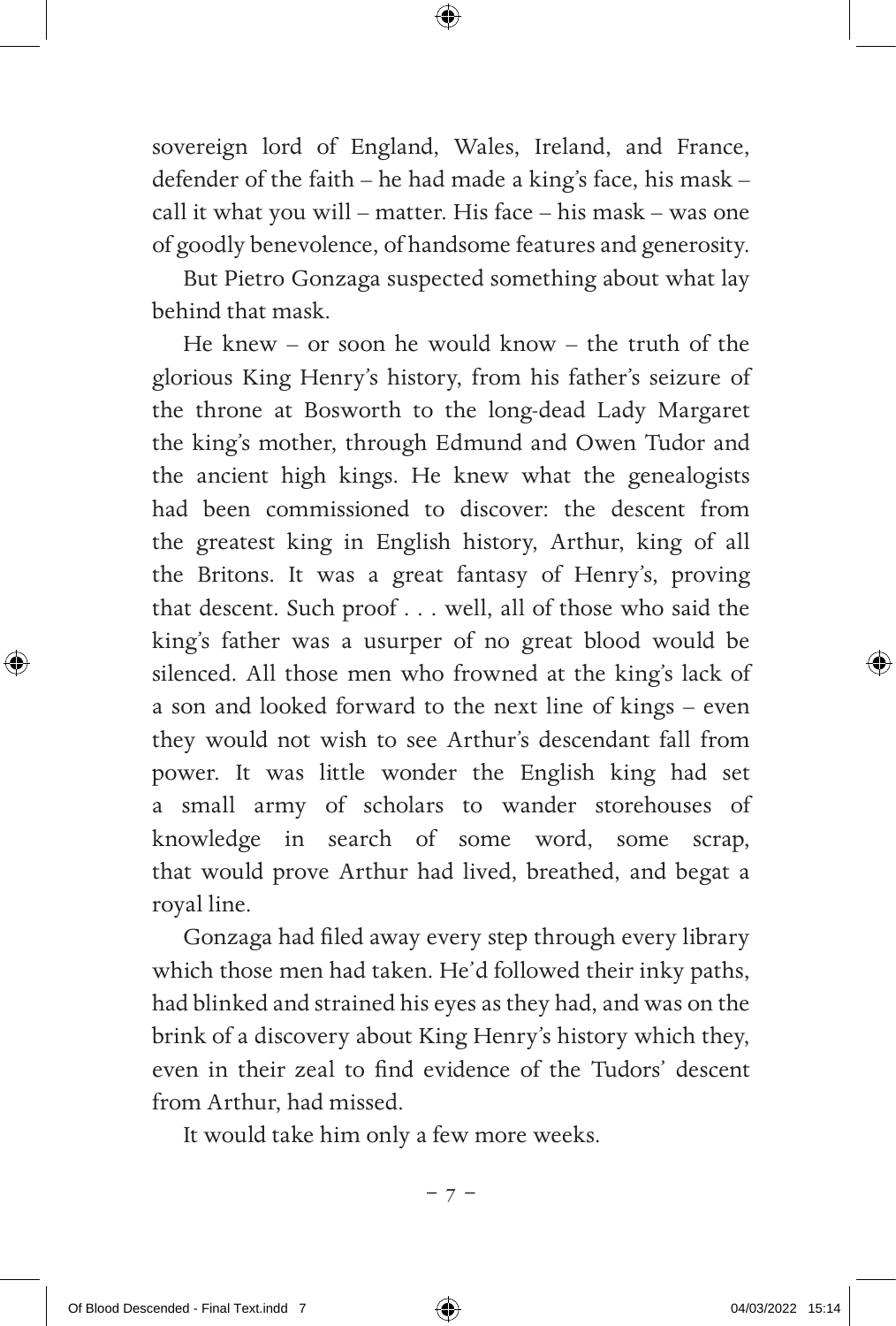sovereign lord of England, Wales, Ireland, and France, defender of the faith – he had made a king's face, his mask – call it what you will – matter. His face – his mask – was one of goodly benevolence, of handsome features and generosity.

But Pietro Gonzaga suspected something about what lay behind that mask.

He knew – or soon he would know – the truth of the glorious King Henry's history, from his father's seizure of the throne at Bosworth to the long-dead Lady Margaret the king's mother, through Edmund and Owen Tudor and the ancient high kings. He knew what the genealogists had been commissioned to discover: the descent from the greatest king in English history, Arthur, king of all the Britons. It was a great fantasy of Henry's, proving that descent. Such proof . . . well, all of those who said the king's father was a usurper of no great blood would be silenced. All those men who frowned at the king's lack of a son and looked forward to the next line of kings – even they would not wish to see Arthur's descendant fall from power. It was little wonder the English king had set a small army of scholars to wander storehouses of knowledge in search of some word, some scrap, that would prove Arthur had lived, breathed, and begat a royal line.

Gonzaga had filed away every step through every library which those men had taken. He'd followed their inky paths, had blinked and strained his eyes as they had, and was on the brink of a discovery about King Henry's history which they, even in their zeal to find evidence of the Tudors' descent from Arthur, had missed.

It would take him only a few more weeks.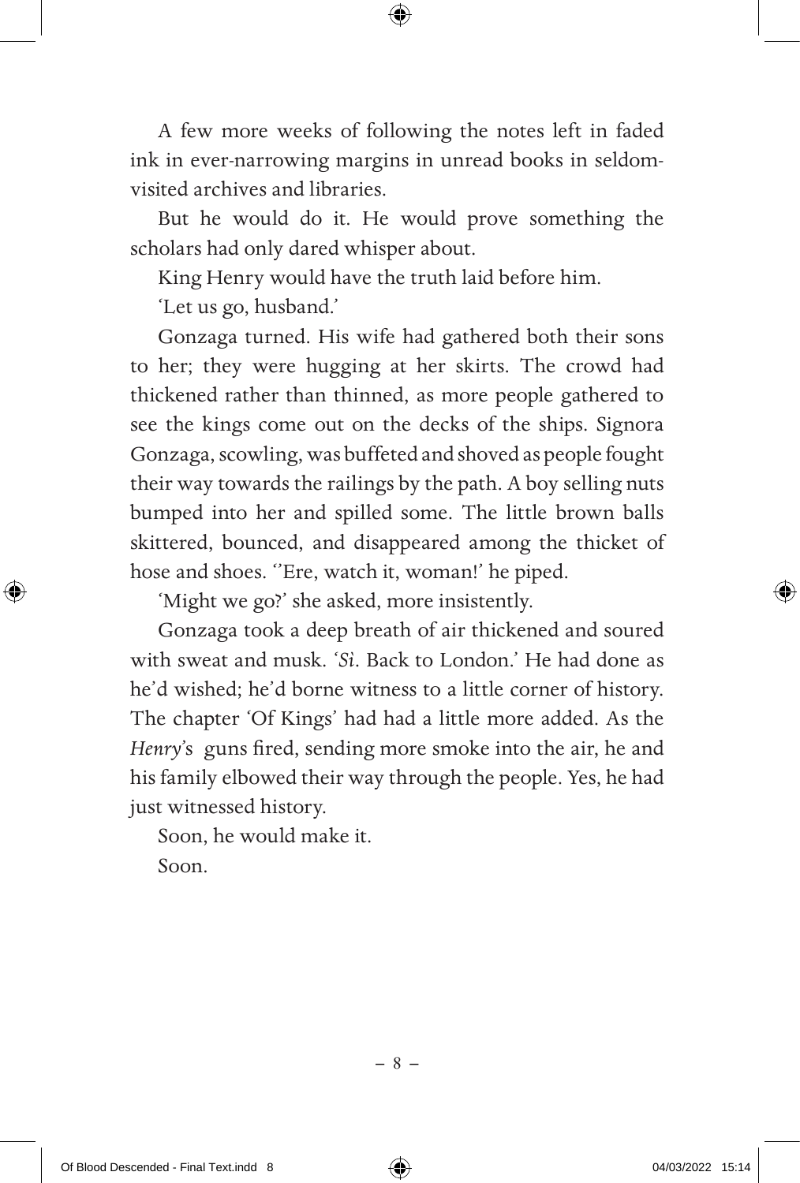A few more weeks of following the notes left in faded ink in ever-narrowing margins in unread books in seldom-visited archives and libraries.

But he would do it. He would prove something the scholars had only dared whisper about.

King Henry would have the truth laid before him.

'Let us go, husband.'

Gonzaga turned. His wife had gathered both their sons to her; they were hugging at her skirts. The crowd had thickened rather than thinned, as more people gathered to see the kings come out on the decks of the ships. Signora Gonzaga, scowling, was buffeted and shoved as people fought their way towards the railings by the path. A boy selling nuts bumped into her and spilled some. The little brown balls skittered, bounced, and disappeared among the thicket of hose and shoes. ''Ere, watch it, woman!' he piped.

'Might we go?' she asked, more insistently.

Gonzaga took a deep breath of air thickened and soured with sweat and musk. '*Sì*. Back to London.' He had done as he'd wished; he'd borne witness to a little corner of history. The chapter 'Of Kings' had had a little more added. As the *Henry*'s guns fired, sending more smoke into the air, he and his family elbowed their way through the people. Yes, he had just witnessed history.

Soon, he would make it.

Soon.